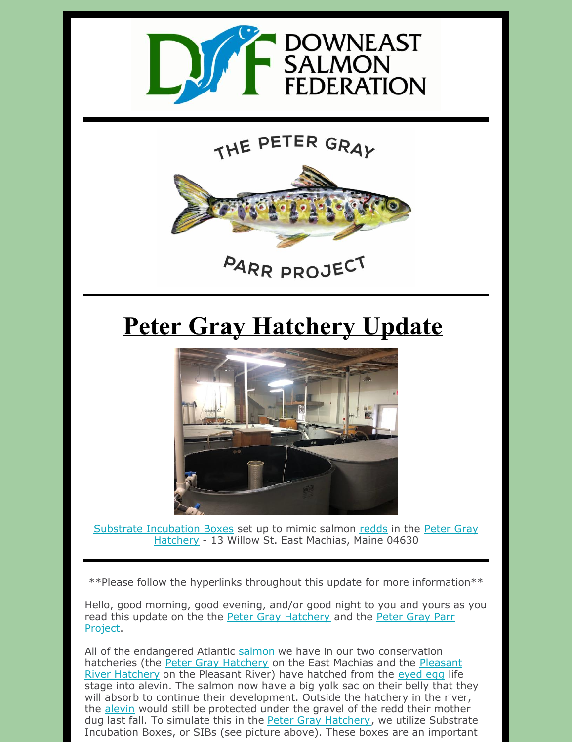DOWNEAST SALMON FEDERATION

THE PETER GRAY PARR PROJECT

# Peter Gray Hatchery Update

Substrate Incubation Boxes set up to mimic salmon redds in the Peter Gray Hatchery - 13 Willow St. East Machias, Maine 04630

**Please follow the hyperlinks throughout this update for more information**

Hello, good morning, good evening, and/or good night to you and yours as you read this update on the the Peter Gray Hatchery and the Peter Gray Parr Project.

All of the endangered Atlantic salmon we have in our two conservation hatcheries (the Peter Gray Hatchery on the East Machias and the Pleasant River Hatchery on the Pleasant River) have hatched from the eyed egg life stage into alevin. The salmon now have a big yolk sac on their belly that they will absorb to continue their development. Outside the hatchery in the river, the alevin would still be protected under the gravel of the redd their mother dug last fall. To simulate this in the Peter Gray Hatchery, we utilize Substrate Incubation Boxes, or SIBs (see picture above). These boxes are an important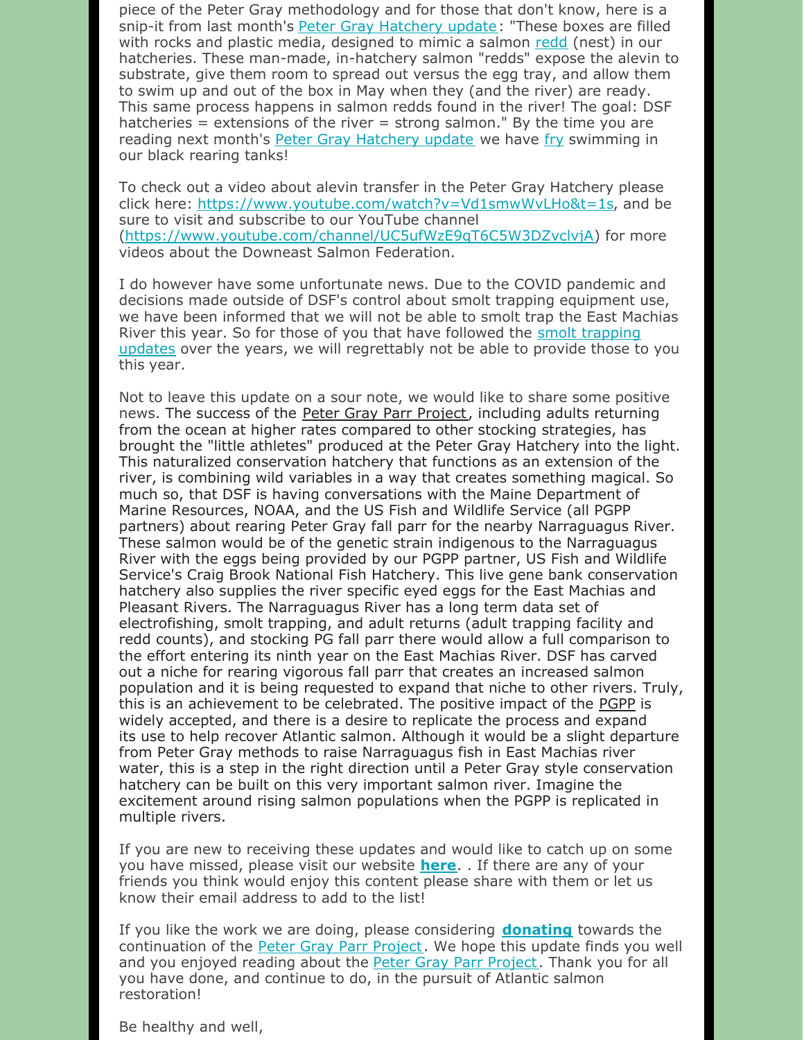piece of the Peter Gray methodology and for those that don't know, here is a snip-it from last month's Peter Gray Hatchery update: "These boxes are filled with rocks and plastic media, designed to mimic a salmon redd (nest) in our hatcheries. These man-made, in-hatchery salmon "redds" expose the alevin to substrate, give them room to spread out versus the egg tray, and allow them to swim up and out of the box in May when they (and the river) are ready. This same process happens in salmon redds found in the river! The goal: DSF hatcheries = extensions of the river = strong salmon." By the time you are reading next month's Peter Gray Hatchery update we have fry swimming in our black rearing tanks!

To check out a video about alevin transfer in the Peter Gray Hatchery please click here: https://www.youtube.com/watch?v=Vd1smwWvLHo&t=1s, and be sure to visit and subscribe to our YouTube channel (https://www.youtube.com/channel/UC5ufWzE9qT6C5W3DZvclvjA) for more videos about the Downeast Salmon Federation.

I do however have some unfortunate news. Due to the COVID pandemic and decisions made outside of DSF's control about smolt trapping equipment use, we have been informed that we will not be able to smolt trap the East Machias River this year. So for those of you that have followed the smolt trapping updates over the years, we will regrettably not be able to provide those to you this year.

Not to leave this update on a sour note, we would like to share some positive news. The success of the Peter Gray Parr Project, including adults returning from the ocean at higher rates compared to other stocking strategies, has brought the "little athletes" produced at the Peter Gray Hatchery into the light. This naturalized conservation hatchery that functions as an extension of the river, is combining wild variables in a way that creates something magical. So much so, that DSF is having conversations with the Maine Department of Marine Resources, NOAA, and the US Fish and Wildlife Service (all PGPP partners) about rearing Peter Gray fall parr for the nearby Narraguagus River. These salmon would be of the genetic strain indigenous to the Narraguagus River with the eggs being provided by our PGPP partner, US Fish and Wildlife Service's Craig Brook National Fish Hatchery. This live gene bank conservation hatchery also supplies the river specific eyed eggs for the East Machias and Pleasant Rivers. The Narraguagus River has a long term data set of electrofishing, smolt trapping, and adult returns (adult trapping facility and redd counts), and stocking PG fall parr there would allow a full comparison to the effort entering its ninth year on the East Machias River. DSF has carved out a niche for rearing vigorous fall parr that creates an increased salmon population and it is being requested to expand that niche to other rivers. Truly, this is an achievement to be celebrated. The positive impact of the PGPP is widely accepted, and there is a desire to replicate the process and expand its use to help recover Atlantic salmon. Although it would be a slight departure from Peter Gray methods to raise Narraguagus fish in East Machias river water, this is a step in the right direction until a Peter Gray style conservation hatchery can be built on this very important salmon river. Imagine the excitement around rising salmon populations when the PGPP is replicated in multiple rivers.

If you are new to receiving these updates and would like to catch up on some you have missed, please visit our website **here**. . If there are any of your friends you think would enjoy this content please share with them or let us know their email address to add to the list!

If you like the work we are doing, please considering **donating** towards the continuation of the Peter Gray Parr Project. We hope this update finds you well and you enjoyed reading about the Peter Gray Parr Project. Thank you for all you have done, and continue to do, in the pursuit of Atlantic salmon restoration!

Be healthy and well,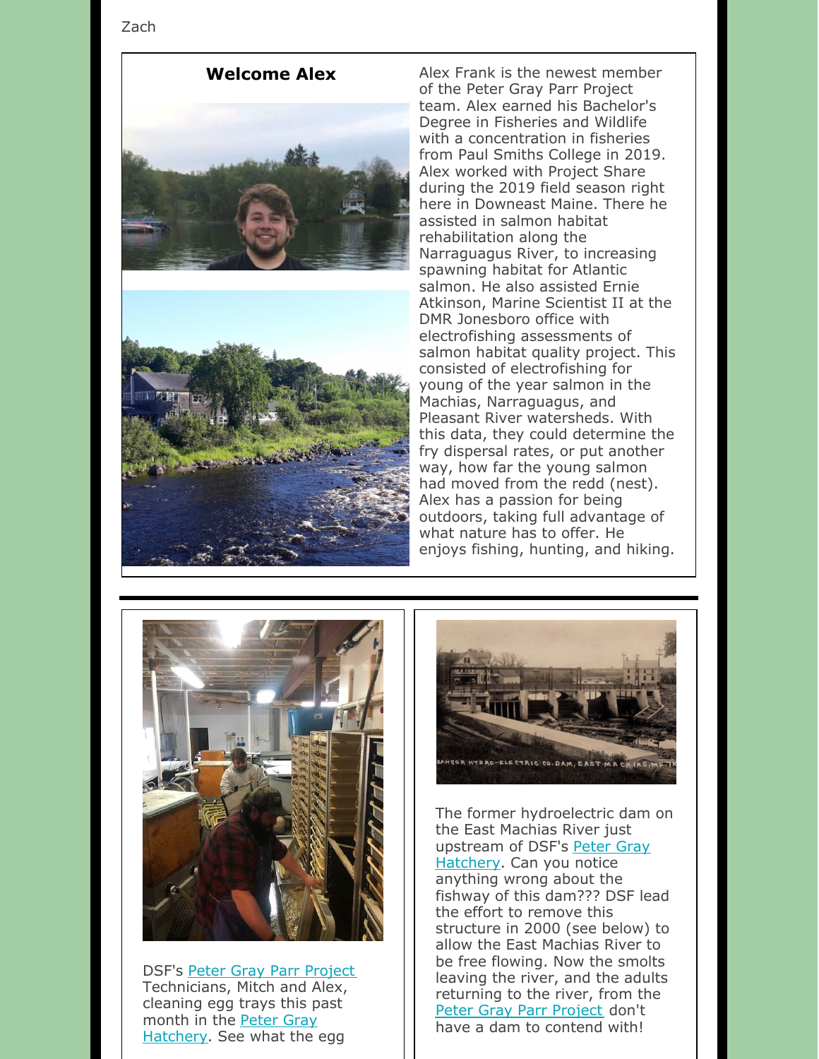Zach

## Welcome Alex

Alex Frank is the newest member of the Peter Gray Parr Project team. Alex earned his Bachelor's Degree in Fisheries and Wildlife with a concentration in fisheries from Paul Smiths College in 2019. Alex worked with Project Share during the 2019 field season right here in Downeast Maine. There he assisted in salmon habitat rehabilitation along the Narraguagus River, to increasing spawning habitat for Atlantic salmon. He also assisted Ernie Atkinson, Marine Scientist II at the DMR Jonesboro office with electrofishing assessments of salmon habitat quality project. This consisted of electrofishing for young of the year salmon in the Machias, Narraguagus, and Pleasant River watersheds. With this data, they could determine the fry dispersal rates, or put another way, how far the young salmon had moved from the redd (nest). Alex has a passion for being outdoors, taking full advantage of what nature has to offer. He enjoys fishing, hunting, and hiking.

---

DSF's Peter Gray Parr Project Technicians, Mitch and Alex, cleaning egg trays this past month in the Peter Gray Hatchery. See what the egg

BANGOR HYDRO-ELECTRIC CO. DAM, EAST MACHIAS, ME.

The former hydroelectric dam on the East Machias River just upstream of DSF's Peter Gray Hatchery. Can you notice anything wrong about the fishway of this dam??? DSF lead the effort to remove this structure in 2000 (see below) to allow the East Machias River to be free flowing. Now the smolts leaving the river, and the adults returning to the river, from the Peter Gray Parr Project don't have a dam to contend with!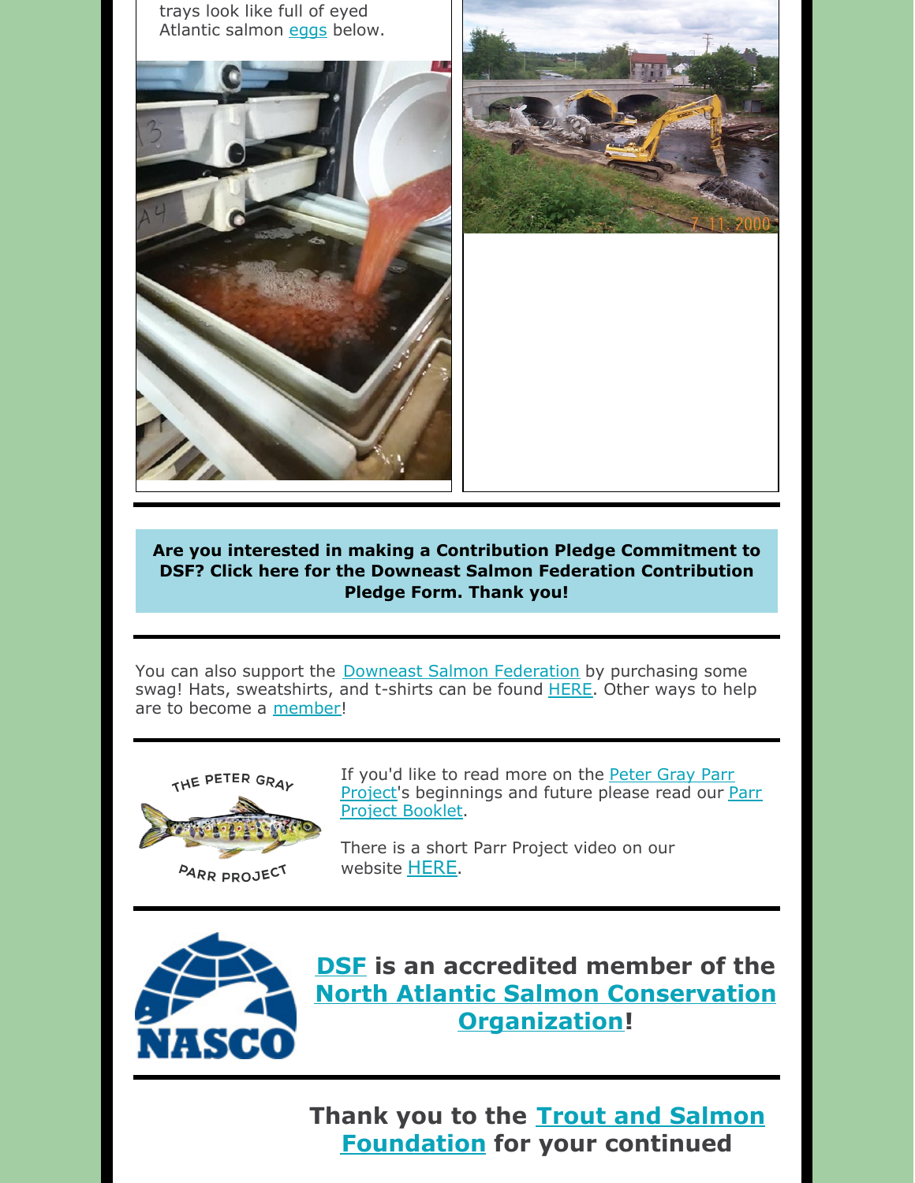trays look like full of eyed Atlantic salmon eggs below.

**Are you interested in making a Contribution Pledge Commitment to DSF? Click here for the Downeast Salmon Federation Contribution Pledge Form. Thank you!**

You can also support the Downeast Salmon Federation by purchasing some swag! Hats, sweatshirts, and t-shirts can be found HERE. Other ways to help are to become a member!

If you'd like to read more on the Peter Gray Parr Project's beginnings and future please read our Parr Project Booklet.

There is a short Parr Project video on our website HERE.

## DSF is an accredited member of the North Atlantic Salmon Conservation Organization!

## Thank you to the Trout and Salmon Foundation for your continued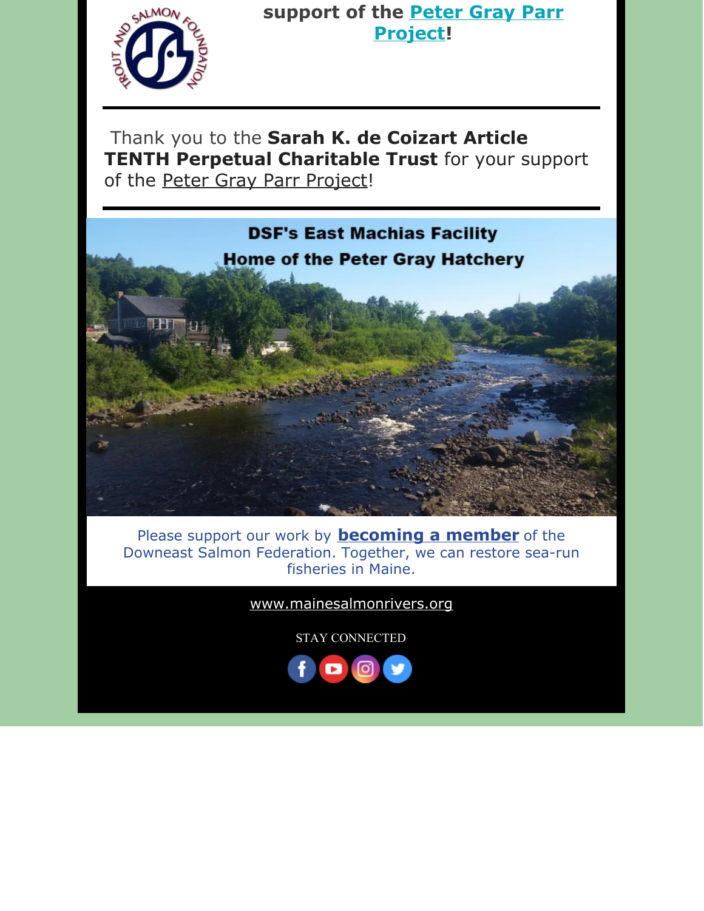**support of the Peter Gray Parr Project!**

---

Thank you to the **Sarah K. de Coizart Article TENTH Perpetual Charitable Trust** for your support of the Peter Gray Parr Project!

---

DSF's East Machias Facility

Home of the Peter Gray Hatchery

Please support our work by **becoming a member** of the Downeast Salmon Federation. Together, we can restore sea-run fisheries in Maine.

www.mainesalmonrivers.org

STAY CONNECTED